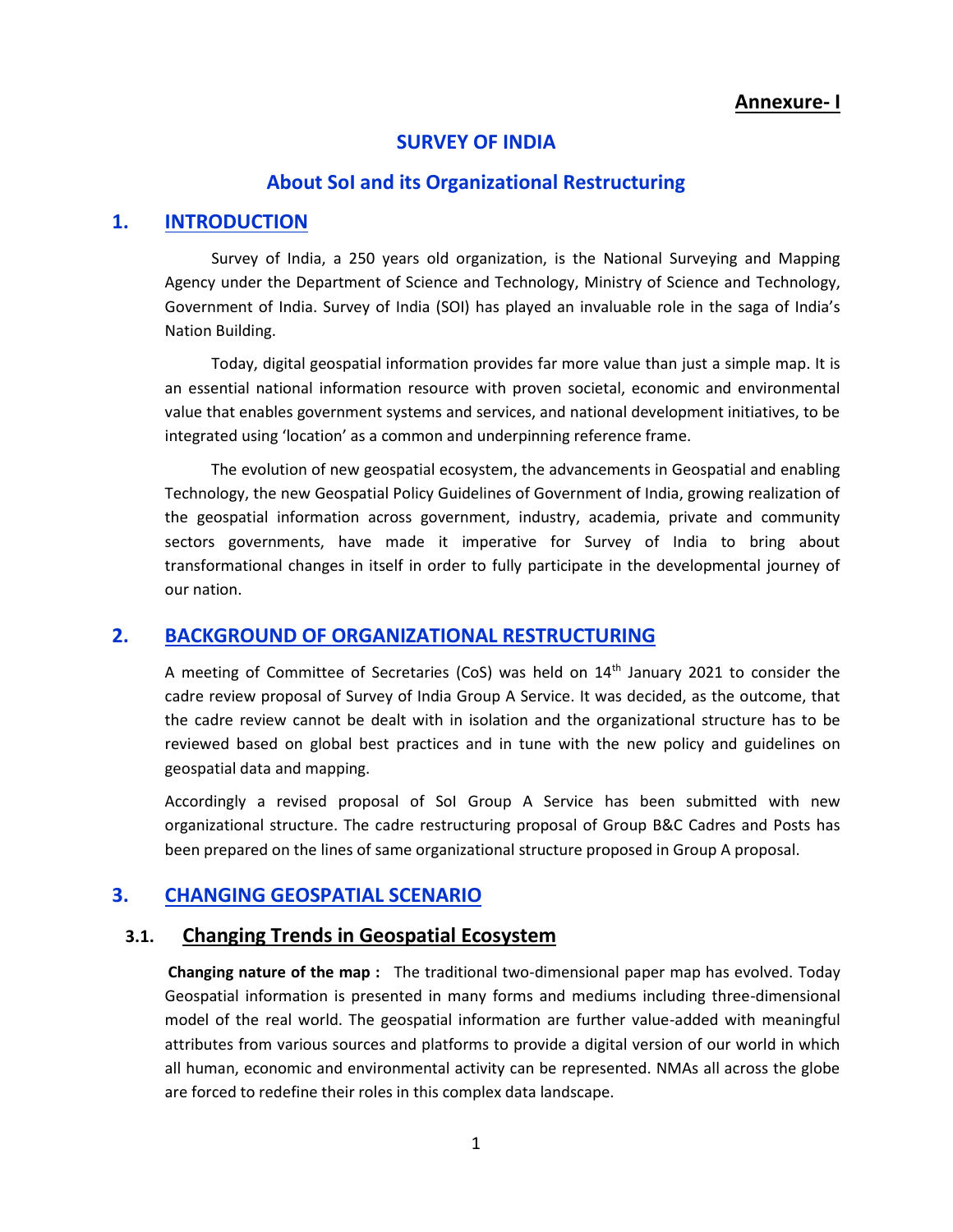**Annexure- I**

# SURVEY OF INDIA

## About SoI and its Organizational Restructuring

## 1. INTRODUCTION

Survey of India, a 250 years old organization, is the National Surveying and Mapping Agency under the Department of Science and Technology, Ministry of Science and Technology, Government of India. Survey of India (SOI) has played an invaluable role in the saga of India's Nation Building.

Today, digital geospatial information provides far more value than just a simple map. It is an essential national information resource with proven societal, economic and environmental value that enables government systems and services, and national development initiatives, to be integrated using 'location' as a common and underpinning reference frame.

The evolution of new geospatial ecosystem, the advancements in Geospatial and enabling Technology, the new Geospatial Policy Guidelines of Government of India, growing realization of the geospatial information across government, industry, academia, private and community sectors governments, have made it imperative for Survey of India to bring about transformational changes in itself in order to fully participate in the developmental journey of our nation.

## 2. BACKGROUND OF ORGANIZATIONAL RESTRUCTURING

A meeting of Committee of Secretaries (CoS) was held on 14th January 2021 to consider the cadre review proposal of Survey of India Group A Service. It was decided, as the outcome, that the cadre review cannot be dealt with in isolation and the organizational structure has to be reviewed based on global best practices and in tune with the new policy and guidelines on geospatial data and mapping.

Accordingly a revised proposal of SoI Group A Service has been submitted with new organizational structure. The cadre restructuring proposal of Group B&C Cadres and Posts has been prepared on the lines of same organizational structure proposed in Group A proposal.

## 3. CHANGING GEOSPATIAL SCENARIO

### 3.1. Changing Trends in Geospatial Ecosystem

**Changing nature of the map :** The traditional two-dimensional paper map has evolved. Today Geospatial information is presented in many forms and mediums including three-dimensional model of the real world. The geospatial information are further value-added with meaningful attributes from various sources and platforms to provide a digital version of our world in which all human, economic and environmental activity can be represented. NMAs all across the globe are forced to redefine their roles in this complex data landscape.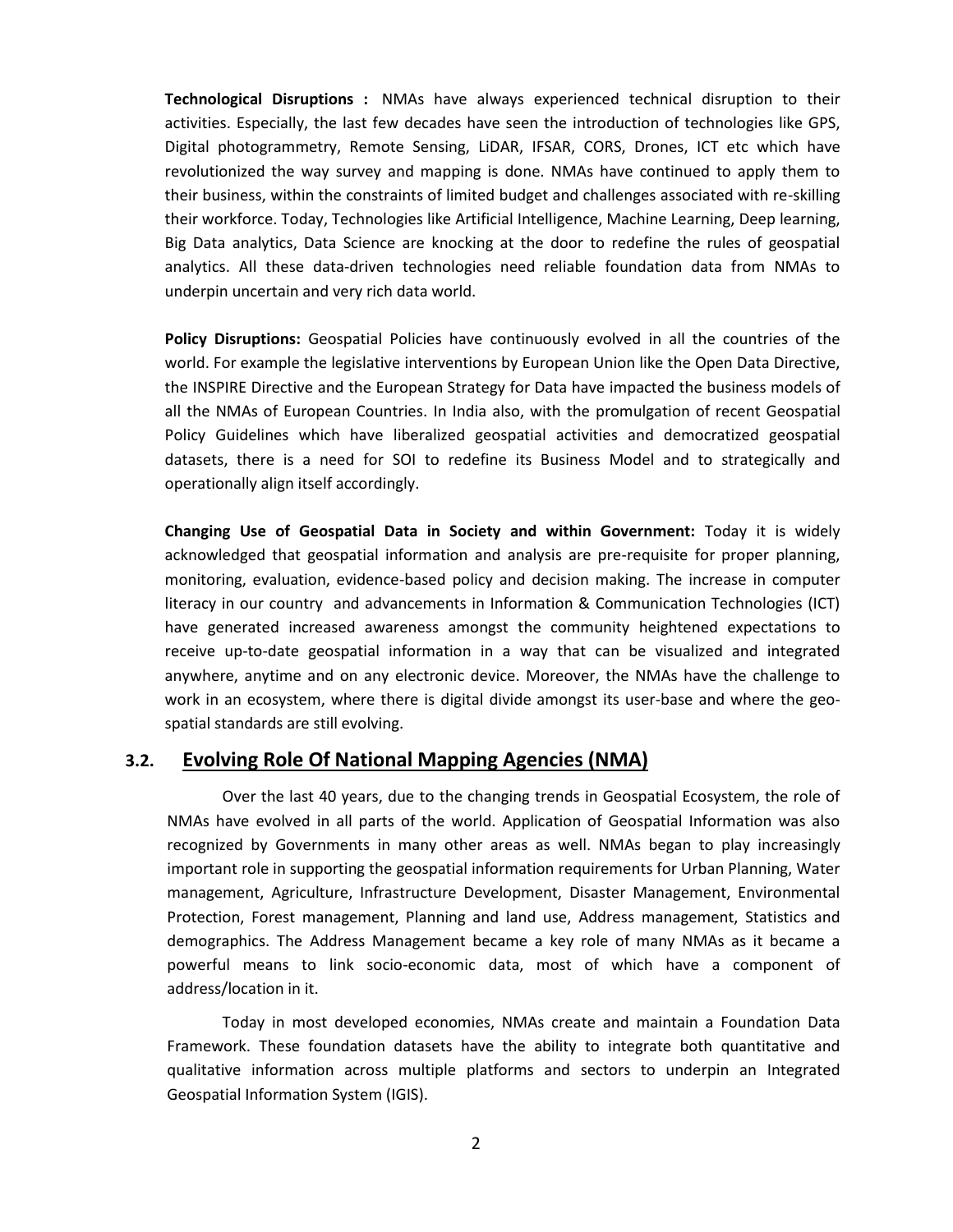**Technological Disruptions :** NMAs have always experienced technical disruption to their activities. Especially, the last few decades have seen the introduction of technologies like GPS, Digital photogrammetry, Remote Sensing, LiDAR, IFSAR, CORS, Drones, ICT etc which have revolutionized the way survey and mapping is done. NMAs have continued to apply them to their business, within the constraints of limited budget and challenges associated with re-skilling their workforce. Today, Technologies like Artificial Intelligence, Machine Learning, Deep learning, Big Data analytics, Data Science are knocking at the door to redefine the rules of geospatial analytics. All these data-driven technologies need reliable foundation data from NMAs to underpin uncertain and very rich data world.

**Policy Disruptions:** Geospatial Policies have continuously evolved in all the countries of the world. For example the legislative interventions by European Union like the Open Data Directive, the INSPIRE Directive and the European Strategy for Data have impacted the business models of all the NMAs of European Countries. In India also, with the promulgation of recent Geospatial Policy Guidelines which have liberalized geospatial activities and democratized geospatial datasets, there is a need for SOI to redefine its Business Model and to strategically and operationally align itself accordingly.

**Changing Use of Geospatial Data in Society and within Government:** Today it is widely acknowledged that geospatial information and analysis are pre-requisite for proper planning, monitoring, evaluation, evidence-based policy and decision making. The increase in computer literacy in our country and advancements in Information & Communication Technologies (ICT) have generated increased awareness amongst the community heightened expectations to receive up-to-date geospatial information in a way that can be visualized and integrated anywhere, anytime and on any electronic device. Moreover, the NMAs have the challenge to work in an ecosystem, where there is digital divide amongst its user-base and where the geo-spatial standards are still evolving.

## 3.2. Evolving Role Of National Mapping Agencies (NMA)

Over the last 40 years, due to the changing trends in Geospatial Ecosystem, the role of NMAs have evolved in all parts of the world. Application of Geospatial Information was also recognized by Governments in many other areas as well. NMAs began to play increasingly important role in supporting the geospatial information requirements for Urban Planning, Water management, Agriculture, Infrastructure Development, Disaster Management, Environmental Protection, Forest management, Planning and land use, Address management, Statistics and demographics. The Address Management became a key role of many NMAs as it became a powerful means to link socio-economic data, most of which have a component of address/location in it.

Today in most developed economies, NMAs create and maintain a Foundation Data Framework. These foundation datasets have the ability to integrate both quantitative and qualitative information across multiple platforms and sectors to underpin an Integrated Geospatial Information System (IGIS).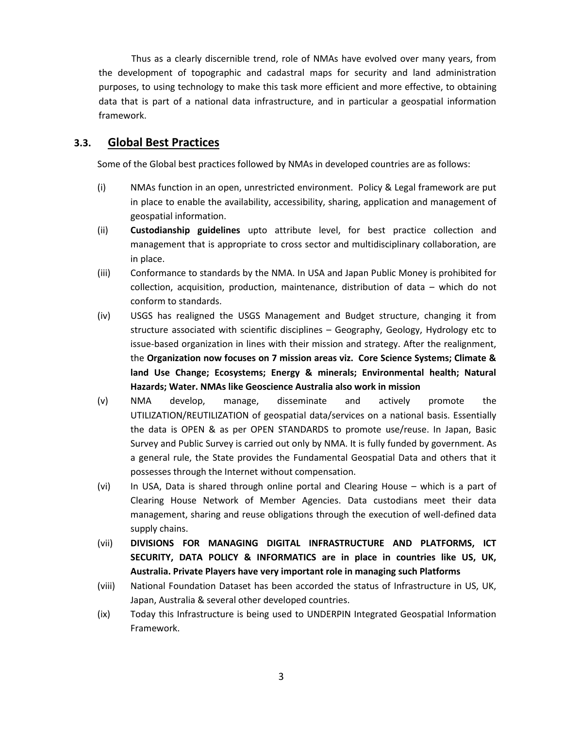Thus as a clearly discernible trend, role of NMAs have evolved over many years, from the development of topographic and cadastral maps for security and land administration purposes, to using technology to make this task more efficient and more effective, to obtaining data that is part of a national data infrastructure, and in particular a geospatial information framework.

## 3.3. Global Best Practices

Some of the Global best practices followed by NMAs in developed countries are as follows:

(i) NMAs function in an open, unrestricted environment. Policy & Legal framework are put in place to enable the availability, accessibility, sharing, application and management of geospatial information.

(ii) **Custodianship guidelines** upto attribute level, for best practice collection and management that is appropriate to cross sector and multidisciplinary collaboration, are in place.

(iii) Conformance to standards by the NMA. In USA and Japan Public Money is prohibited for collection, acquisition, production, maintenance, distribution of data – which do not conform to standards.

(iv) USGS has realigned the USGS Management and Budget structure, changing it from structure associated with scientific disciplines – Geography, Geology, Hydrology etc to issue-based organization in lines with their mission and strategy. After the realignment, the **Organization now focuses on 7 mission areas viz. Core Science Systems; Climate & land Use Change; Ecosystems; Energy & minerals; Environmental health; Natural Hazards; Water. NMAs like Geoscience Australia also work in mission**

(v) NMA develop, manage, disseminate and actively promote the UTILIZATION/REUTILIZATION of geospatial data/services on a national basis. Essentially the data is OPEN & as per OPEN STANDARDS to promote use/reuse. In Japan, Basic Survey and Public Survey is carried out only by NMA. It is fully funded by government. As a general rule, the State provides the Fundamental Geospatial Data and others that it possesses through the Internet without compensation.

(vi) In USA, Data is shared through online portal and Clearing House – which is a part of Clearing House Network of Member Agencies. Data custodians meet their data management, sharing and reuse obligations through the execution of well-defined data supply chains.

(vii) **DIVISIONS FOR MANAGING DIGITAL INFRASTRUCTURE AND PLATFORMS, ICT SECURITY, DATA POLICY & INFORMATICS are in place in countries like US, UK, Australia. Private Players have very important role in managing such Platforms**

(viii) National Foundation Dataset has been accorded the status of Infrastructure in US, UK, Japan, Australia & several other developed countries.

(ix) Today this Infrastructure is being used to UNDERPIN Integrated Geospatial Information Framework.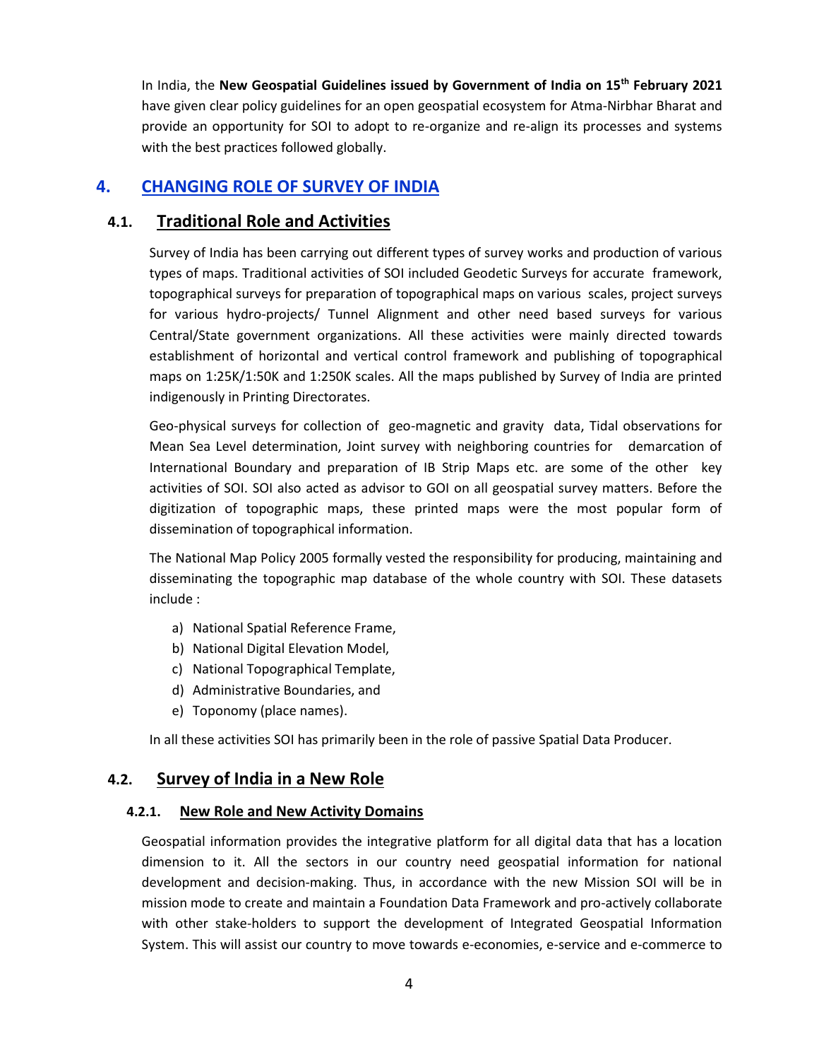In India, the **New Geospatial Guidelines issued by Government of India on 15th February 2021** have given clear policy guidelines for an open geospatial ecosystem for Atma-Nirbhar Bharat and provide an opportunity for SOI to adopt to re-organize and re-align its processes and systems with the best practices followed globally.

## 4. CHANGING ROLE OF SURVEY OF INDIA

### 4.1. Traditional Role and Activities

Survey of India has been carrying out different types of survey works and production of various types of maps. Traditional activities of SOI included Geodetic Surveys for accurate framework, topographical surveys for preparation of topographical maps on various scales, project surveys for various hydro-projects/ Tunnel Alignment and other need based surveys for various Central/State government organizations. All these activities were mainly directed towards establishment of horizontal and vertical control framework and publishing of topographical maps on 1:25K/1:50K and 1:250K scales. All the maps published by Survey of India are printed indigenously in Printing Directorates.

Geo-physical surveys for collection of geo-magnetic and gravity data, Tidal observations for Mean Sea Level determination, Joint survey with neighboring countries for demarcation of International Boundary and preparation of IB Strip Maps etc. are some of the other key activities of SOI. SOI also acted as advisor to GOI on all geospatial survey matters. Before the digitization of topographic maps, these printed maps were the most popular form of dissemination of topographical information.

The National Map Policy 2005 formally vested the responsibility for producing, maintaining and disseminating the topographic map database of the whole country with SOI. These datasets include :

a) National Spatial Reference Frame,
b) National Digital Elevation Model,
c) National Topographical Template,
d) Administrative Boundaries, and
e) Toponomy (place names).

In all these activities SOI has primarily been in the role of passive Spatial Data Producer.

### 4.2. Survey of India in a New Role

#### 4.2.1. New Role and New Activity Domains

Geospatial information provides the integrative platform for all digital data that has a location dimension to it. All the sectors in our country need geospatial information for national development and decision-making. Thus, in accordance with the new Mission SOI will be in mission mode to create and maintain a Foundation Data Framework and pro-actively collaborate with other stake-holders to support the development of Integrated Geospatial Information System. This will assist our country to move towards e-economies, e-service and e-commerce to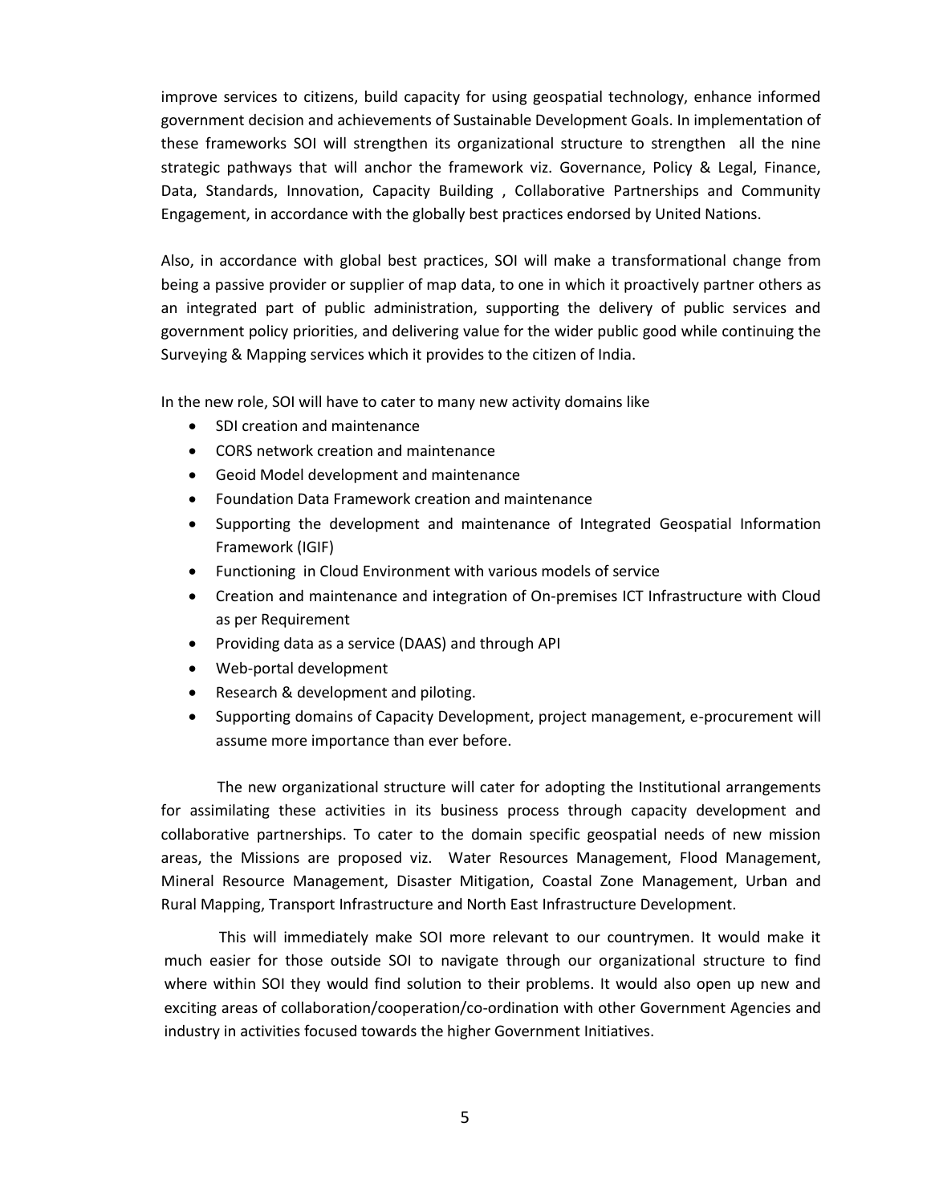improve services to citizens, build capacity for using geospatial technology, enhance informed government decision and achievements of Sustainable Development Goals. In implementation of these frameworks SOI will strengthen its organizational structure to strengthen all the nine strategic pathways that will anchor the framework viz. Governance, Policy & Legal, Finance, Data, Standards, Innovation, Capacity Building , Collaborative Partnerships and Community Engagement, in accordance with the globally best practices endorsed by United Nations.

Also, in accordance with global best practices, SOI will make a transformational change from being a passive provider or supplier of map data, to one in which it proactively partner others as an integrated part of public administration, supporting the delivery of public services and government policy priorities, and delivering value for the wider public good while continuing the Surveying & Mapping services which it provides to the citizen of India.

In the new role, SOI will have to cater to many new activity domains like

- SDI creation and maintenance
- CORS network creation and maintenance
- Geoid Model development and maintenance
- Foundation Data Framework creation and maintenance
- Supporting the development and maintenance of Integrated Geospatial Information Framework (IGIF)
- Functioning in Cloud Environment with various models of service
- Creation and maintenance and integration of On-premises ICT Infrastructure with Cloud as per Requirement
- Providing data as a service (DAAS) and through API
- Web-portal development
- Research & development and piloting.
- Supporting domains of Capacity Development, project management, e-procurement will assume more importance than ever before.

The new organizational structure will cater for adopting the Institutional arrangements for assimilating these activities in its business process through capacity development and collaborative partnerships. To cater to the domain specific geospatial needs of new mission areas, the Missions are proposed viz. Water Resources Management, Flood Management, Mineral Resource Management, Disaster Mitigation, Coastal Zone Management, Urban and Rural Mapping, Transport Infrastructure and North East Infrastructure Development.

This will immediately make SOI more relevant to our countrymen. It would make it much easier for those outside SOI to navigate through our organizational structure to find where within SOI they would find solution to their problems. It would also open up new and exciting areas of collaboration/cooperation/co-ordination with other Government Agencies and industry in activities focused towards the higher Government Initiatives.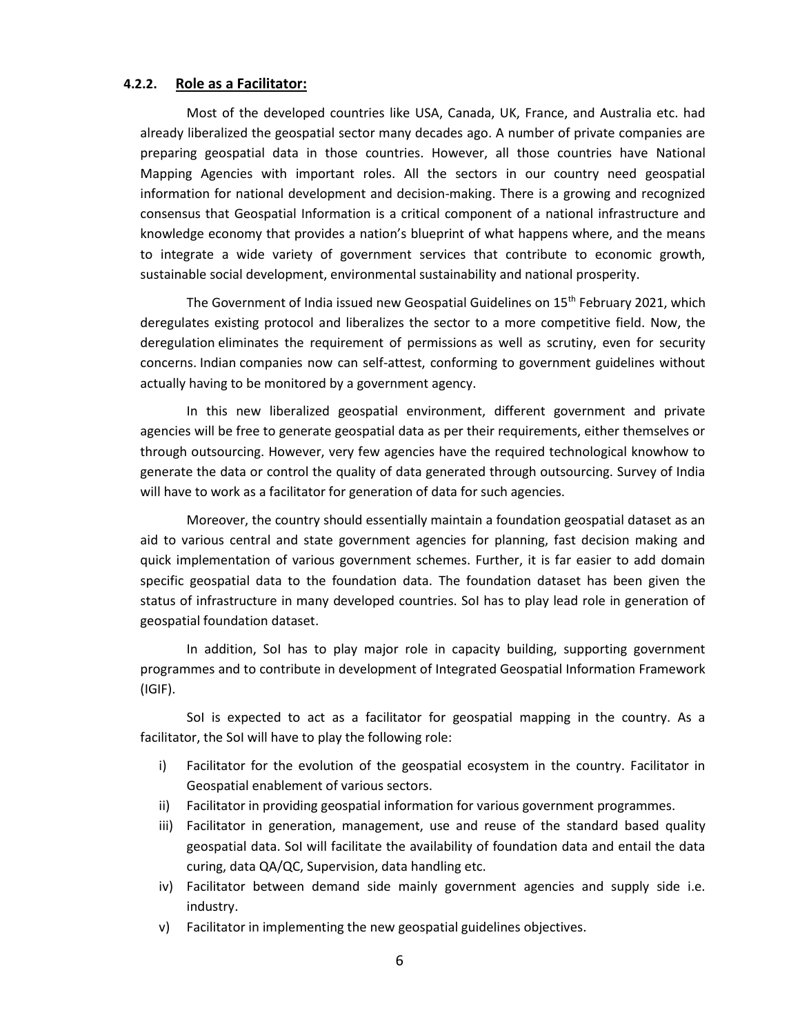### 4.2.2. Role as a Facilitator:

Most of the developed countries like USA, Canada, UK, France, and Australia etc. had already liberalized the geospatial sector many decades ago. A number of private companies are preparing geospatial data in those countries. However, all those countries have National Mapping Agencies with important roles. All the sectors in our country need geospatial information for national development and decision-making. There is a growing and recognized consensus that Geospatial Information is a critical component of a national infrastructure and knowledge economy that provides a nation's blueprint of what happens where, and the means to integrate a wide variety of government services that contribute to economic growth, sustainable social development, environmental sustainability and national prosperity.

The Government of India issued new Geospatial Guidelines on 15th February 2021, which deregulates existing protocol and liberalizes the sector to a more competitive field. Now, the deregulation eliminates the requirement of permissions as well as scrutiny, even for security concerns. Indian companies now can self-attest, conforming to government guidelines without actually having to be monitored by a government agency.

In this new liberalized geospatial environment, different government and private agencies will be free to generate geospatial data as per their requirements, either themselves or through outsourcing. However, very few agencies have the required technological knowhow to generate the data or control the quality of data generated through outsourcing. Survey of India will have to work as a facilitator for generation of data for such agencies.

Moreover, the country should essentially maintain a foundation geospatial dataset as an aid to various central and state government agencies for planning, fast decision making and quick implementation of various government schemes. Further, it is far easier to add domain specific geospatial data to the foundation data. The foundation dataset has been given the status of infrastructure in many developed countries. SoI has to play lead role in generation of geospatial foundation dataset.

In addition, SoI has to play major role in capacity building, supporting government programmes and to contribute in development of Integrated Geospatial Information Framework (IGIF).

SoI is expected to act as a facilitator for geospatial mapping in the country. As a facilitator, the SoI will have to play the following role:

i) Facilitator for the evolution of the geospatial ecosystem in the country. Facilitator in Geospatial enablement of various sectors.
ii) Facilitator in providing geospatial information for various government programmes.
iii) Facilitator in generation, management, use and reuse of the standard based quality geospatial data. SoI will facilitate the availability of foundation data and entail the data curing, data QA/QC, Supervision, data handling etc.
iv) Facilitator between demand side mainly government agencies and supply side i.e. industry.
v) Facilitator in implementing the new geospatial guidelines objectives.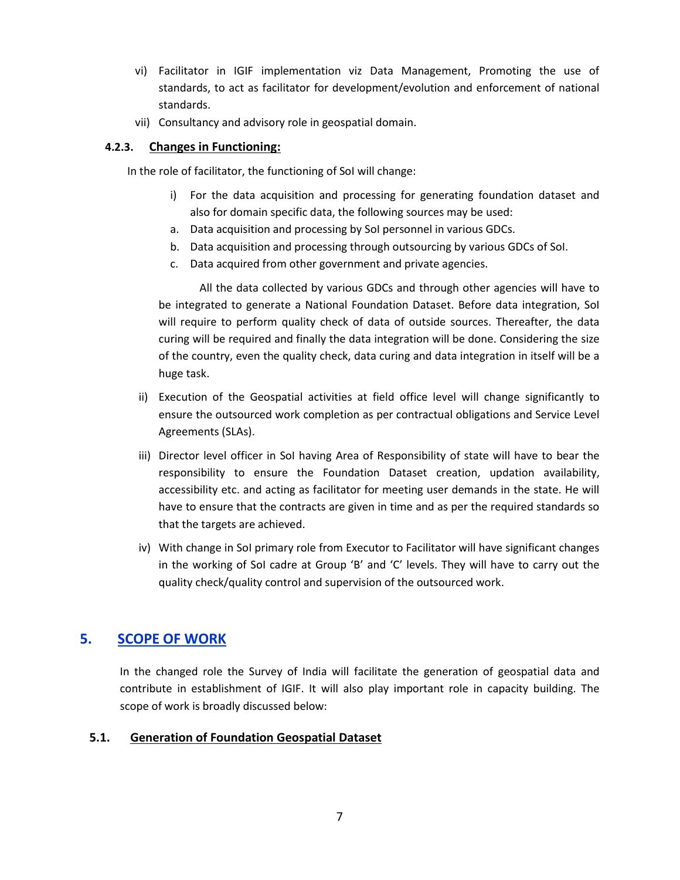vi) Facilitator in IGIF implementation viz Data Management, Promoting the use of standards, to act as facilitator for development/evolution and enforcement of national standards.

vii) Consultancy and advisory role in geospatial domain.

#### 4.2.3. Changes in Functioning:

In the role of facilitator, the functioning of SoI will change:

i) For the data acquisition and processing for generating foundation dataset and also for domain specific data, the following sources may be used:

a. Data acquisition and processing by SoI personnel in various GDCs.

b. Data acquisition and processing through outsourcing by various GDCs of SoI.

c. Data acquired from other government and private agencies.

All the data collected by various GDCs and through other agencies will have to be integrated to generate a National Foundation Dataset. Before data integration, SoI will require to perform quality check of data of outside sources. Thereafter, the data curing will be required and finally the data integration will be done. Considering the size of the country, even the quality check, data curing and data integration in itself will be a huge task.

ii) Execution of the Geospatial activities at field office level will change significantly to ensure the outsourced work completion as per contractual obligations and Service Level Agreements (SLAs).

iii) Director level officer in SoI having Area of Responsibility of state will have to bear the responsibility to ensure the Foundation Dataset creation, updation availability, accessibility etc. and acting as facilitator for meeting user demands in the state. He will have to ensure that the contracts are given in time and as per the required standards so that the targets are achieved.

iv) With change in SoI primary role from Executor to Facilitator will have significant changes in the working of SoI cadre at Group 'B' and 'C' levels. They will have to carry out the quality check/quality control and supervision of the outsourced work.

## 5. SCOPE OF WORK

In the changed role the Survey of India will facilitate the generation of geospatial data and contribute in establishment of IGIF. It will also play important role in capacity building. The scope of work is broadly discussed below:

### 5.1. Generation of Foundation Geospatial Dataset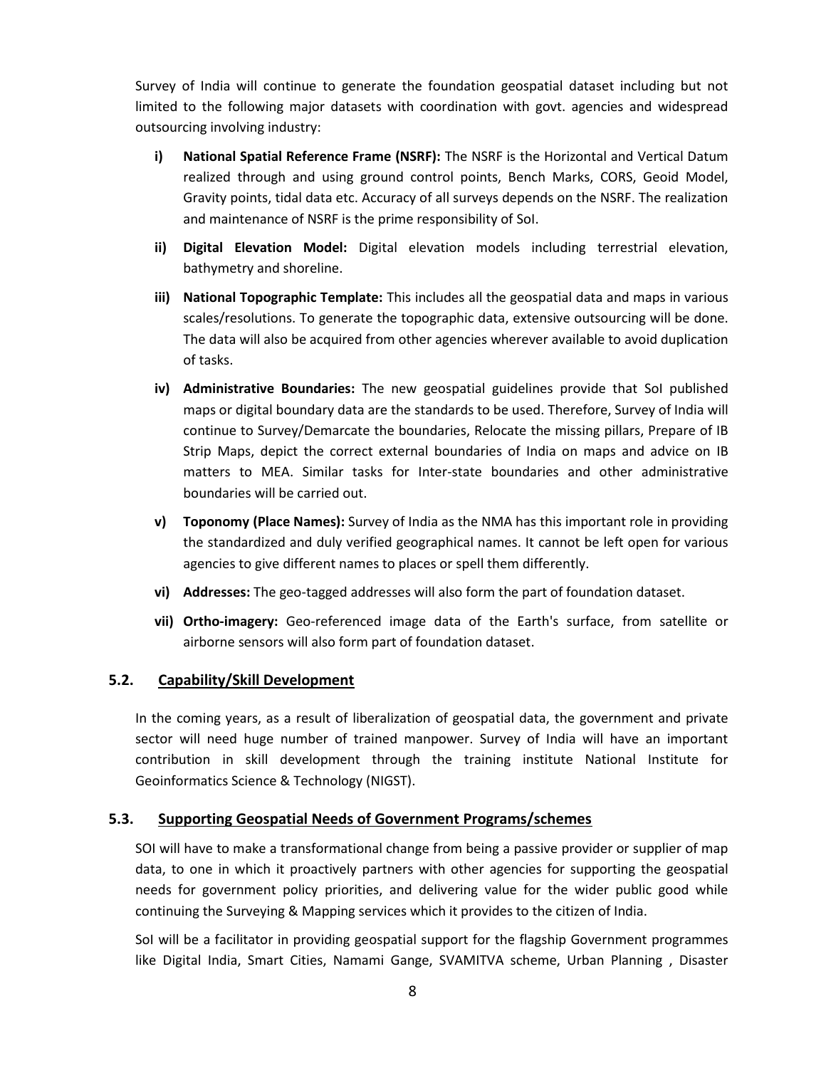Survey of India will continue to generate the foundation geospatial dataset including but not limited to the following major datasets with coordination with govt. agencies and widespread outsourcing involving industry:

- **i) National Spatial Reference Frame (NSRF):** The NSRF is the Horizontal and Vertical Datum realized through and using ground control points, Bench Marks, CORS, Geoid Model, Gravity points, tidal data etc. Accuracy of all surveys depends on the NSRF. The realization and maintenance of NSRF is the prime responsibility of SoI.
- **ii) Digital Elevation Model:** Digital elevation models including terrestrial elevation, bathymetry and shoreline.
- **iii) National Topographic Template:** This includes all the geospatial data and maps in various scales/resolutions. To generate the topographic data, extensive outsourcing will be done. The data will also be acquired from other agencies wherever available to avoid duplication of tasks.
- **iv) Administrative Boundaries:** The new geospatial guidelines provide that SoI published maps or digital boundary data are the standards to be used. Therefore, Survey of India will continue to Survey/Demarcate the boundaries, Relocate the missing pillars, Prepare of IB Strip Maps, depict the correct external boundaries of India on maps and advice on IB matters to MEA. Similar tasks for Inter-state boundaries and other administrative boundaries will be carried out.
- **v) Toponomy (Place Names):** Survey of India as the NMA has this important role in providing the standardized and duly verified geographical names. It cannot be left open for various agencies to give different names to places or spell them differently.
- **vi) Addresses:** The geo-tagged addresses will also form the part of foundation dataset.
- **vii) Ortho-imagery:** Geo-referenced image data of the Earth's surface, from satellite or airborne sensors will also form part of foundation dataset.

### 5.2. Capability/Skill Development

In the coming years, as a result of liberalization of geospatial data, the government and private sector will need huge number of trained manpower. Survey of India will have an important contribution in skill development through the training institute National Institute for Geoinformatics Science & Technology (NIGST).

### 5.3. Supporting Geospatial Needs of Government Programs/schemes

SOI will have to make a transformational change from being a passive provider or supplier of map data, to one in which it proactively partners with other agencies for supporting the geospatial needs for government policy priorities, and delivering value for the wider public good while continuing the Surveying & Mapping services which it provides to the citizen of India.

SoI will be a facilitator in providing geospatial support for the flagship Government programmes like Digital India, Smart Cities, Namami Gange, SVAMITVA scheme, Urban Planning , Disaster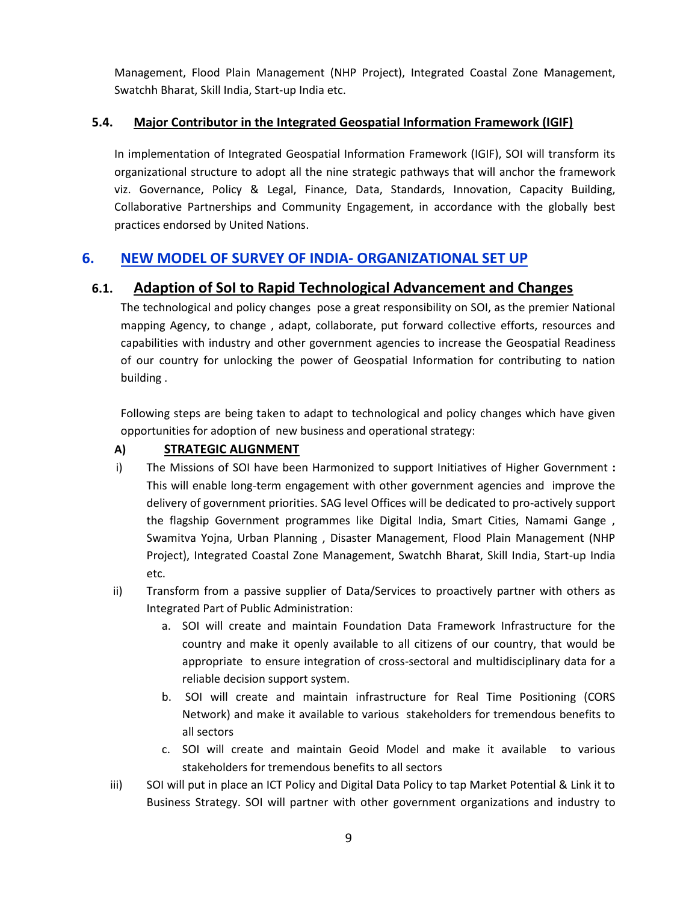Management, Flood Plain Management (NHP Project), Integrated Coastal Zone Management, Swatchh Bharat, Skill India, Start-up India etc.

### 5.4. Major Contributor in the Integrated Geospatial Information Framework (IGIF)

In implementation of Integrated Geospatial Information Framework (IGIF), SOI will transform its organizational structure to adopt all the nine strategic pathways that will anchor the framework viz. Governance, Policy & Legal, Finance, Data, Standards, Innovation, Capacity Building, Collaborative Partnerships and Community Engagement, in accordance with the globally best practices endorsed by United Nations.

## 6. NEW MODEL OF SURVEY OF INDIA- ORGANIZATIONAL SET UP

### 6.1. Adaption of SoI to Rapid Technological Advancement and Changes

The technological and policy changes pose a great responsibility on SOI, as the premier National mapping Agency, to change , adapt, collaborate, put forward collective efforts, resources and capabilities with industry and other government agencies to increase the Geospatial Readiness of our country for unlocking the power of Geospatial Information for contributing to nation building .

Following steps are being taken to adapt to technological and policy changes which have given opportunities for adoption of new business and operational strategy:

**A) STRATEGIC ALIGNMENT**

i) The Missions of SOI have been Harmonized to support Initiatives of Higher Government **:** This will enable long-term engagement with other government agencies and improve the delivery of government priorities. SAG level Offices will be dedicated to pro-actively support the flagship Government programmes like Digital India, Smart Cities, Namami Gange , Swamitva Yojna, Urban Planning , Disaster Management, Flood Plain Management (NHP Project), Integrated Coastal Zone Management, Swatchh Bharat, Skill India, Start-up India etc.

ii) Transform from a passive supplier of Data/Services to proactively partner with others as Integrated Part of Public Administration:

   a. SOI will create and maintain Foundation Data Framework Infrastructure for the country and make it openly available to all citizens of our country, that would be appropriate to ensure integration of cross-sectoral and multidisciplinary data for a reliable decision support system.

   b. SOI will create and maintain infrastructure for Real Time Positioning (CORS Network) and make it available to various stakeholders for tremendous benefits to all sectors

   c. SOI will create and maintain Geoid Model and make it available to various stakeholders for tremendous benefits to all sectors

iii) SOI will put in place an ICT Policy and Digital Data Policy to tap Market Potential & Link it to Business Strategy. SOI will partner with other government organizations and industry to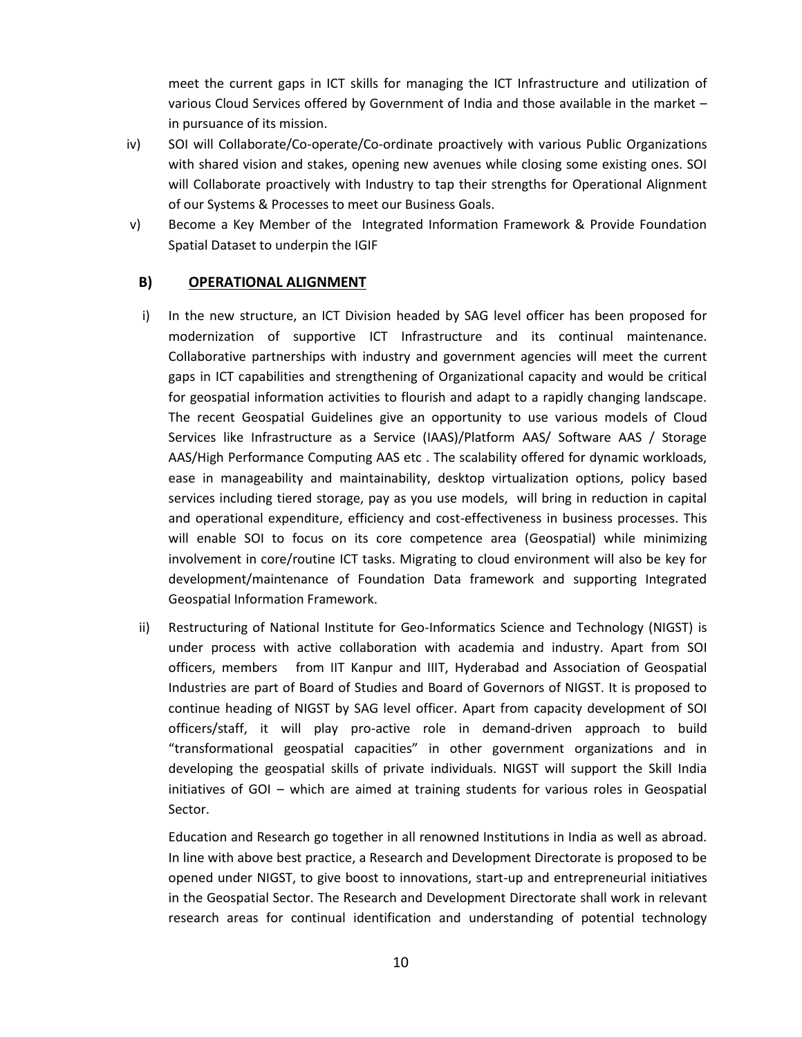meet the current gaps in ICT skills for managing the ICT Infrastructure and utilization of various Cloud Services offered by Government of India and those available in the market – in pursuance of its mission.

iv) SOI will Collaborate/Co-operate/Co-ordinate proactively with various Public Organizations with shared vision and stakes, opening new avenues while closing some existing ones. SOI will Collaborate proactively with Industry to tap their strengths for Operational Alignment of our Systems & Processes to meet our Business Goals.

v) Become a Key Member of the Integrated Information Framework & Provide Foundation Spatial Dataset to underpin the IGIF

### B) OPERATIONAL ALIGNMENT

i) In the new structure, an ICT Division headed by SAG level officer has been proposed for modernization of supportive ICT Infrastructure and its continual maintenance. Collaborative partnerships with industry and government agencies will meet the current gaps in ICT capabilities and strengthening of Organizational capacity and would be critical for geospatial information activities to flourish and adapt to a rapidly changing landscape. The recent Geospatial Guidelines give an opportunity to use various models of Cloud Services like Infrastructure as a Service (IAAS)/Platform AAS/ Software AAS / Storage AAS/High Performance Computing AAS etc . The scalability offered for dynamic workloads, ease in manageability and maintainability, desktop virtualization options, policy based services including tiered storage, pay as you use models, will bring in reduction in capital and operational expenditure, efficiency and cost-effectiveness in business processes. This will enable SOI to focus on its core competence area (Geospatial) while minimizing involvement in core/routine ICT tasks. Migrating to cloud environment will also be key for development/maintenance of Foundation Data framework and supporting Integrated Geospatial Information Framework.

ii) Restructuring of National Institute for Geo-Informatics Science and Technology (NIGST) is under process with active collaboration with academia and industry. Apart from SOI officers, members from IIT Kanpur and IIIT, Hyderabad and Association of Geospatial Industries are part of Board of Studies and Board of Governors of NIGST. It is proposed to continue heading of NIGST by SAG level officer. Apart from capacity development of SOI officers/staff, it will play pro-active role in demand-driven approach to build "transformational geospatial capacities" in other government organizations and in developing the geospatial skills of private individuals. NIGST will support the Skill India initiatives of GOI – which are aimed at training students for various roles in Geospatial Sector.

   Education and Research go together in all renowned Institutions in India as well as abroad. In line with above best practice, a Research and Development Directorate is proposed to be opened under NIGST, to give boost to innovations, start-up and entrepreneurial initiatives in the Geospatial Sector. The Research and Development Directorate shall work in relevant research areas for continual identification and understanding of potential technology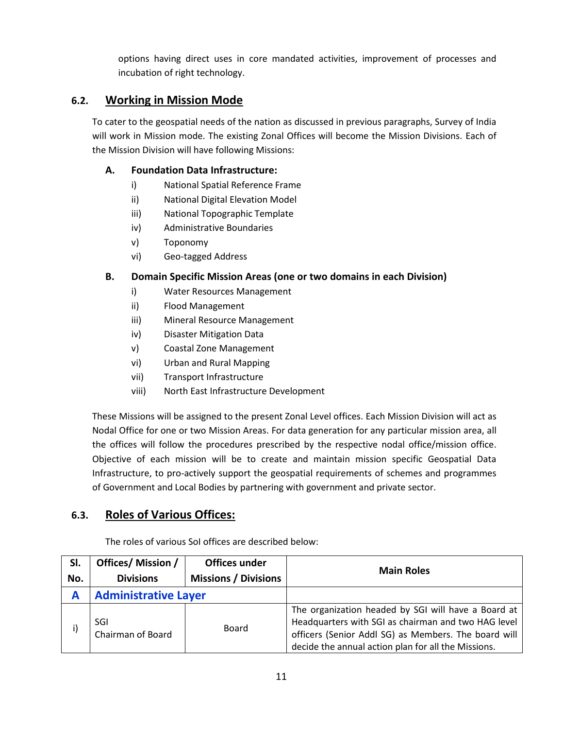options having direct uses in core mandated activities, improvement of processes and incubation of right technology.

## 6.2. Working in Mission Mode

To cater to the geospatial needs of the nation as discussed in previous paragraphs, Survey of India will work in Mission mode. The existing Zonal Offices will become the Mission Divisions. Each of the Mission Division will have following Missions:

**A. Foundation Data Infrastructure:**

- i) National Spatial Reference Frame
- ii) National Digital Elevation Model
- iii) National Topographic Template
- iv) Administrative Boundaries
- v) Toponomy
- vi) Geo-tagged Address

**B. Domain Specific Mission Areas (one or two domains in each Division)**

- i) Water Resources Management
- ii) Flood Management
- iii) Mineral Resource Management
- iv) Disaster Mitigation Data
- v) Coastal Zone Management
- vi) Urban and Rural Mapping
- vii) Transport Infrastructure
- viii) North East Infrastructure Development

These Missions will be assigned to the present Zonal Level offices. Each Mission Division will act as Nodal Office for one or two Mission Areas. For data generation for any particular mission area, all the offices will follow the procedures prescribed by the respective nodal office/mission office. Objective of each mission will be to create and maintain mission specific Geospatial Data Infrastructure, to pro-actively support the geospatial requirements of schemes and programmes of Government and Local Bodies by partnering with government and private sector.

## 6.3. Roles of Various Offices:

The roles of various SoI offices are described below:

| Sl. No. | Offices/ Mission / Divisions | Offices under Missions / Divisions | Main Roles |
|---|---|---|---|
| **A** | **Administrative Layer** | | |
| i) | SGI<br>Chairman of Board | Board | The organization headed by SGI will have a Board at Headquarters with SGI as chairman and two HAG level officers (Senior Addl SG) as Members. The board will decide the annual action plan for all the Missions. |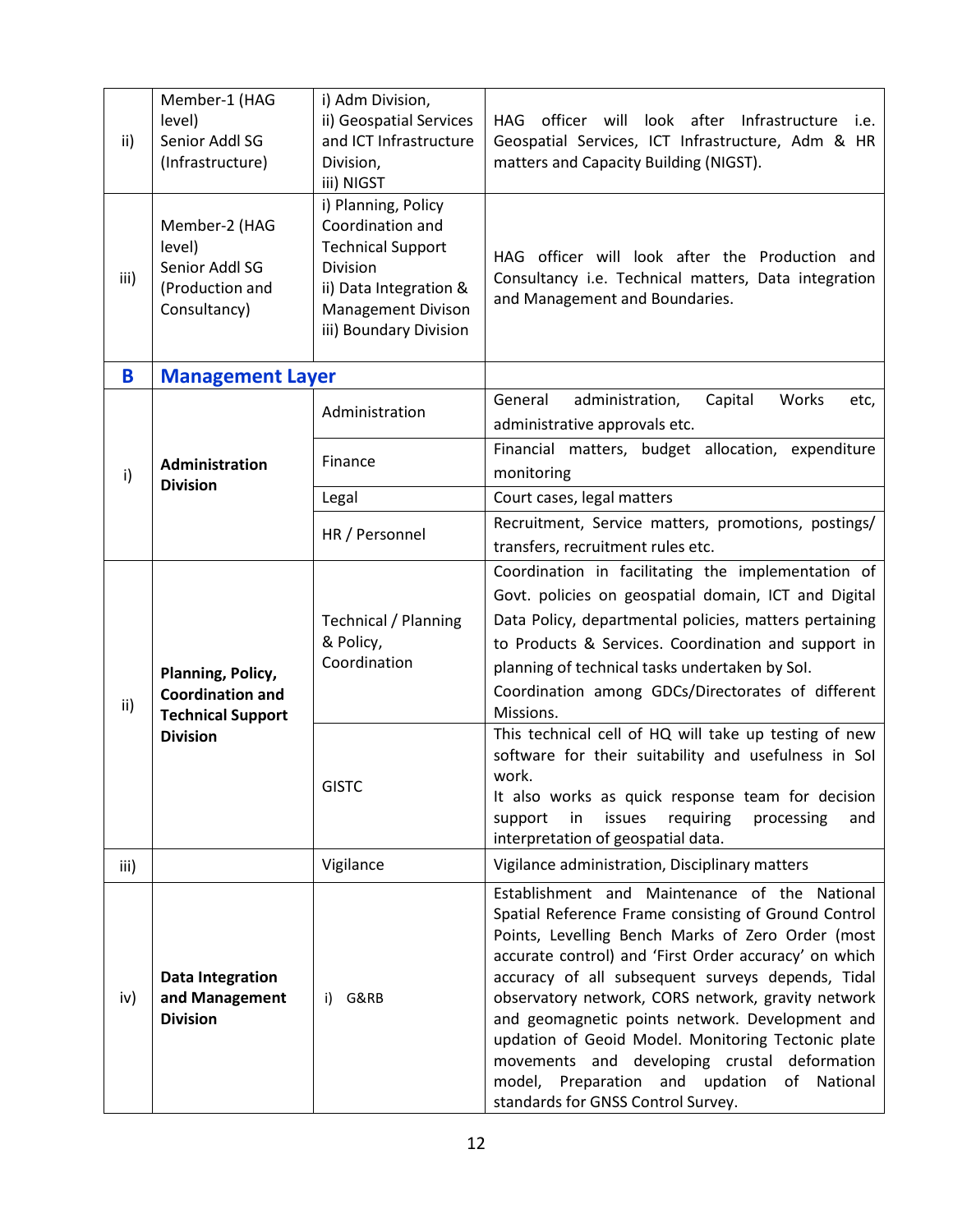| | | | |
|---|---|---|---|
| ii) | Member-1 (HAG level) Senior Addl SG (Infrastructure) | i) Adm Division,<br>ii) Geospatial Services and ICT Infrastructure Division,<br>iii) NIGST | HAG officer will look after Infrastructure i.e. Geospatial Services, ICT Infrastructure, Adm & HR matters and Capacity Building (NIGST). |
| iii) | Member-2 (HAG level) Senior Addl SG (Production and Consultancy) | i) Planning, Policy Coordination and Technical Support Division<br>ii) Data Integration & Management Divison<br>iii) Boundary Division | HAG officer will look after the Production and Consultancy i.e. Technical matters, Data integration and Management and Boundaries. |
| **B** | **Management Layer** | | |
| i) | **Administration Division** | Administration | General administration, Capital Works etc, administrative approvals etc. |
| | | Finance | Financial matters, budget allocation, expenditure monitoring |
| | | Legal | Court cases, legal matters |
| | | HR / Personnel | Recruitment, Service matters, promotions, postings/ transfers, recruitment rules etc. |
| ii) | **Planning, Policy, Coordination and Technical Support Division** | Technical / Planning & Policy, Coordination | Coordination in facilitating the implementation of Govt. policies on geospatial domain, ICT and Digital Data Policy, departmental policies, matters pertaining to Products & Services. Coordination and support in planning of technical tasks undertaken by SoI.<br>Coordination among GDCs/Directorates of different Missions. |
| | | GISTC | This technical cell of HQ will take up testing of new software for their suitability and usefulness in SoI work.<br>It also works as quick response team for decision support in issues requiring processing and interpretation of geospatial data. |
| iii) | | Vigilance | Vigilance administration, Disciplinary matters |
| iv) | **Data Integration and Management Division** | i) G&RB | Establishment and Maintenance of the National Spatial Reference Frame consisting of Ground Control Points, Levelling Bench Marks of Zero Order (most accurate control) and 'First Order accuracy' on which accuracy of all subsequent surveys depends, Tidal observatory network, CORS network, gravity network and geomagnetic points network. Development and updation of Geoid Model. Monitoring Tectonic plate movements and developing crustal deformation model, Preparation and updation of National standards for GNSS Control Survey. |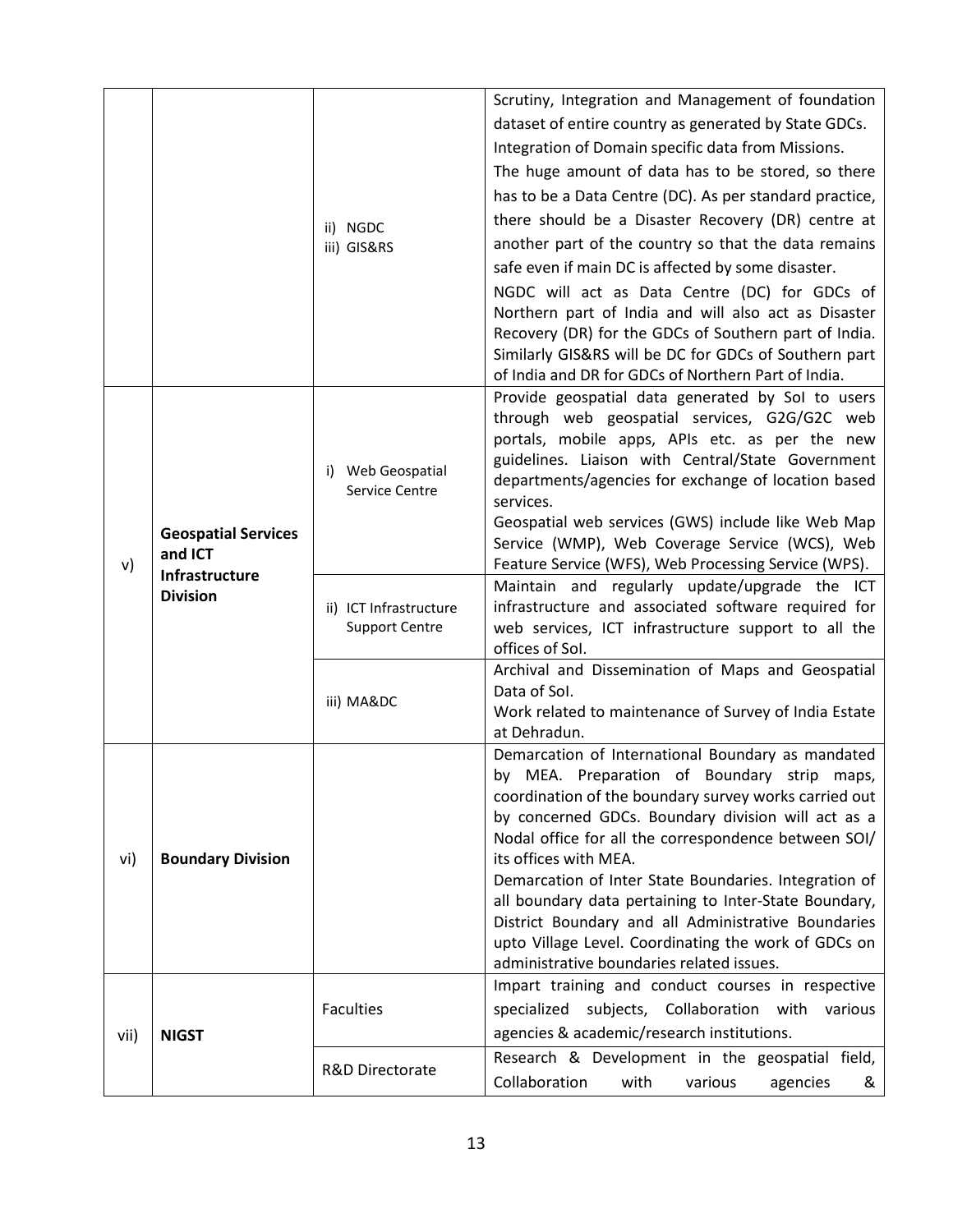| | | | |
|---|---|---|---|
| | | ii) NGDC<br>iii) GIS&RS | Scrutiny, Integration and Management of foundation dataset of entire country as generated by State GDCs.<br>Integration of Domain specific data from Missions.<br>The huge amount of data has to be stored, so there has to be a Data Centre (DC). As per standard practice, there should be a Disaster Recovery (DR) centre at another part of the country so that the data remains safe even if main DC is affected by some disaster.<br>NGDC will act as Data Centre (DC) for GDCs of Northern part of India and will also act as Disaster Recovery (DR) for the GDCs of Southern part of India. Similarly GIS&RS will be DC for GDCs of Southern part of India and DR for GDCs of Northern Part of India. |
| v) | **Geospatial Services and ICT Infrastructure Division** | i) Web Geospatial Service Centre | Provide geospatial data generated by SoI to users through web geospatial services, G2G/G2C web portals, mobile apps, APIs etc. as per the new guidelines. Liaison with Central/State Government departments/agencies for exchange of location based services.<br>Geospatial web services (GWS) include like Web Map Service (WMP), Web Coverage Service (WCS), Web Feature Service (WFS), Web Processing Service (WPS). |
| | | ii) ICT Infrastructure Support Centre | Maintain and regularly update/upgrade the ICT infrastructure and associated software required for web services, ICT infrastructure support to all the offices of SoI. |
| | | iii) MA&DC | Archival and Dissemination of Maps and Geospatial Data of SoI.<br>Work related to maintenance of Survey of India Estate at Dehradun. |
| vi) | **Boundary Division** | | Demarcation of International Boundary as mandated by MEA. Preparation of Boundary strip maps, coordination of the boundary survey works carried out by concerned GDCs. Boundary division will act as a Nodal office for all the correspondence between SOI/ its offices with MEA.<br>Demarcation of Inter State Boundaries. Integration of all boundary data pertaining to Inter-State Boundary, District Boundary and all Administrative Boundaries upto Village Level. Coordinating the work of GDCs on administrative boundaries related issues. |
| vii) | **NIGST** | Faculties | Impart training and conduct courses in respective specialized subjects, Collaboration with various agencies & academic/research institutions. |
| | | R&D Directorate | Research & Development in the geospatial field, Collaboration with various agencies & |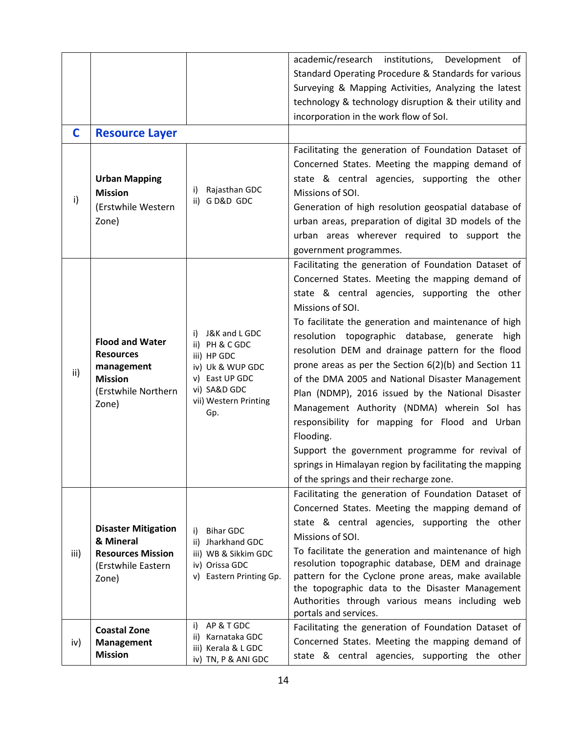| | | | |
|---|---|---|---|
| | | | academic/research institutions, Development of Standard Operating Procedure & Standards for various Surveying & Mapping Activities, Analyzing the latest technology & technology disruption & their utility and incorporation in the work flow of SoI. |
| **C** | **Resource Layer** | | |
| i) | **Urban Mapping Mission** (Erstwhile Western Zone) | i) Rajasthan GDC<br>ii) G D&D GDC | Facilitating the generation of Foundation Dataset of Concerned States. Meeting the mapping demand of state & central agencies, supporting the other Missions of SOI.<br>Generation of high resolution geospatial database of urban areas, preparation of digital 3D models of the urban areas wherever required to support the government programmes. |
| ii) | **Flood and Water Resources management Mission** (Erstwhile Northern Zone) | i) J&K and L GDC<br>ii) PH & C GDC<br>iii) HP GDC<br>iv) Uk & WUP GDC<br>v) East UP GDC<br>vi) SA&D GDC<br>vii) Western Printing Gp. | Facilitating the generation of Foundation Dataset of Concerned States. Meeting the mapping demand of state & central agencies, supporting the other Missions of SOI.<br>To facilitate the generation and maintenance of high resolution topographic database, generate high resolution DEM and drainage pattern for the flood prone areas as per the Section 6(2)(b) and Section 11 of the DMA 2005 and National Disaster Management Plan (NDMP), 2016 issued by the National Disaster Management Authority (NDMA) wherein SoI has responsibility for mapping for Flood and Urban Flooding.<br>Support the government programme for revival of springs in Himalayan region by facilitating the mapping of the springs and their recharge zone. |
| iii) | **Disaster Mitigation & Mineral Resources Mission** (Erstwhile Eastern Zone) | i) Bihar GDC<br>ii) Jharkhand GDC<br>iii) WB & Sikkim GDC<br>iv) Orissa GDC<br>v) Eastern Printing Gp. | Facilitating the generation of Foundation Dataset of Concerned States. Meeting the mapping demand of state & central agencies, supporting the other Missions of SOI.<br>To facilitate the generation and maintenance of high resolution topographic database, DEM and drainage pattern for the Cyclone prone areas, make available the topographic data to the Disaster Management Authorities through various means including web portals and services. |
| iv) | **Coastal Zone Management Mission** | i) AP & T GDC<br>ii) Karnataka GDC<br>iii) Kerala & L GDC<br>iv) TN, P & ANI GDC | Facilitating the generation of Foundation Dataset of Concerned States. Meeting the mapping demand of state & central agencies, supporting the other |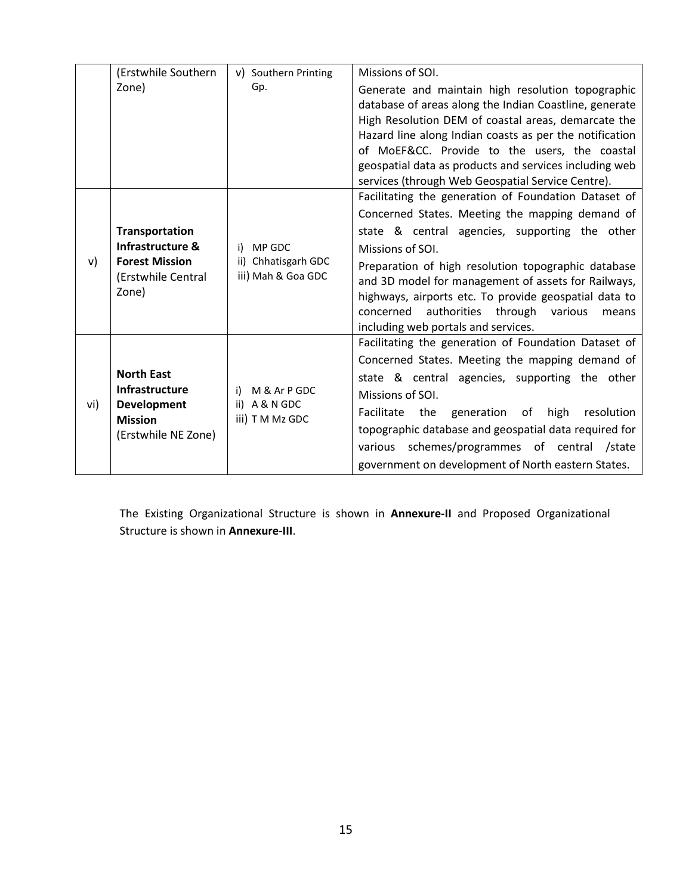| | | | |
|---|---|---|---|
| | (Erstwhile Southern Zone) | v) Southern Printing Gp. | Missions of SOI.<br>Generate and maintain high resolution topographic database of areas along the Indian Coastline, generate High Resolution DEM of coastal areas, demarcate the Hazard line along Indian coasts as per the notification of MoEF&CC. Provide to the users, the coastal geospatial data as products and services including web services (through Web Geospatial Service Centre). |
| v) | **Transportation Infrastructure & Forest Mission** (Erstwhile Central Zone) | i) MP GDC<br>ii) Chhatisgarh GDC<br>iii) Mah & Goa GDC | Facilitating the generation of Foundation Dataset of Concerned States. Meeting the mapping demand of state & central agencies, supporting the other Missions of SOI.<br>Preparation of high resolution topographic database and 3D model for management of assets for Railways, highways, airports etc. To provide geospatial data to concerned authorities through various means including web portals and services. |
| vi) | **North East Infrastructure Development Mission** (Erstwhile NE Zone) | i) M & Ar P GDC<br>ii) A & N GDC<br>iii) T M Mz GDC | Facilitating the generation of Foundation Dataset of Concerned States. Meeting the mapping demand of state & central agencies, supporting the other Missions of SOI.<br>Facilitate the generation of high resolution topographic database and geospatial data required for various schemes/programmes of central /state government on development of North eastern States. |

The Existing Organizational Structure is shown in **Annexure-II** and Proposed Organizational Structure is shown in **Annexure-III**.